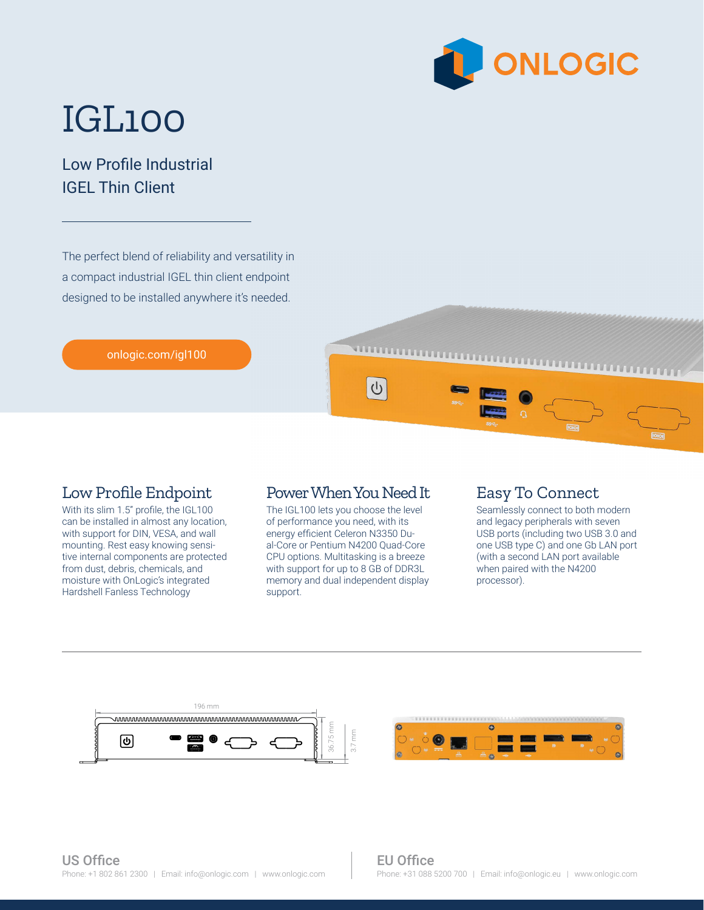ONLOGIC

# IGL100

## Low Profile Industrial IGEL Thin Client

The perfect blend of reliability and versatility in a compact industrial IGEL thin client endpoint designed to be installed anywhere it's needed.

onlogic.com/igl100

### Low Profile Endpoint

With its slim 1.5" profile, the IGL100 can be installed in almost any location, with support for DIN, VESA, and wall mounting. Rest easy knowing sensitive internal components are protected from dust, debris, chemicals, and moisture with OnLogic's integrated Hardshell Fanless Technology

### Power When You Need It

The IGL100 lets you choose the level of performance you need, with its energy efficient Celeron N3350 Dual-Core or Pentium N4200 Quad-Core CPU options. Multitasking is a breeze with support for up to 8 GB of DDR3L memory and dual independent display support.

### Easy To Connect

Seamlessly connect to both modern and legacy peripherals with seven USB ports (including two USB 3.0 and one USB type C) and one Gb LAN port (with a second LAN port available when paired with the N4200 processor).

196 mm

36.75 mm

3.7 mm

**US Office**
Phone: +1 802 861 2300 | Email: info@onlogic.com | www.onlogic.com

**EU Office**
Phone: +31 088 5200 700 | Email: info@onlogic.eu | www.onlogic.com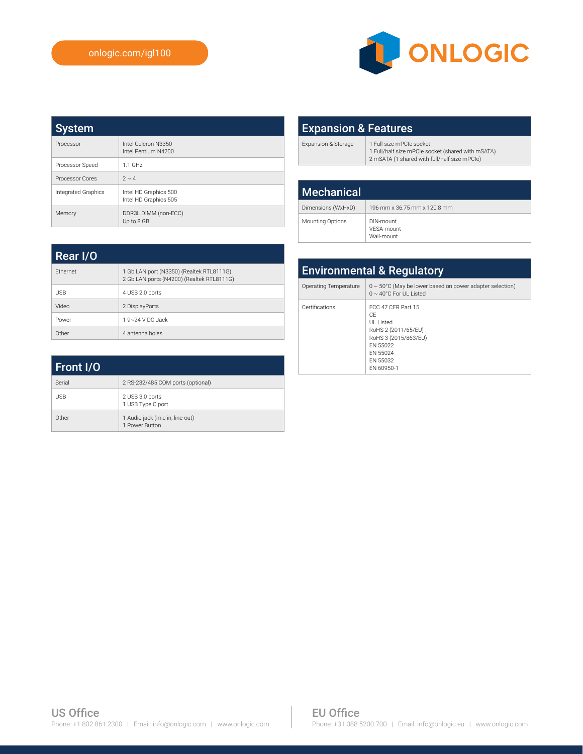onlogic.com/igl100

## System

| | |
|---|---|
| Processor | Intel Celeron N3350<br>Intel Pentium N4200 |
| Processor Speed | 1.1 GHz |
| Processor Cores | 2 ~ 4 |
| Integrated Graphics | Intel HD Graphics 500<br>Intel HD Graphics 505 |
| Memory | DDR3L DIMM (non-ECC)<br>Up to 8 GB |

## Rear I/O

| | |
|---|---|
| Ethernet | 1 Gb LAN port (N3350) (Realtek RTL8111G)<br>2 Gb LAN ports (N4200) (Realtek RTL8111G) |
| USB | 4 USB 2.0 ports |
| Video | 2 DisplayPorts |
| Power | 1 9~24 V DC Jack |
| Other | 4 antenna holes |

## Front I/O

| | |
|---|---|
| Serial | 2 RS-232/485 COM ports (optional) |
| USB | 2 USB 3.0 ports<br>1 USB Type C port |
| Other | 1 Audio jack (mic in, line-out)<br>1 Power Button |

## Expansion & Features

| | |
|---|---|
| Expansion & Storage | 1 Full size mPCIe socket<br>1 Full/half size mPCIe socket (shared with mSATA)<br>2 mSATA (1 shared with full/half size mPCIe) |

## Mechanical

| | |
|---|---|
| Dimensions (WxHxD) | 196 mm x 36.75 mm x 120.8 mm |
| Mounting Options | DIN-mount<br>VESA-mount<br>Wall-mount |

## Environmental & Regulatory

| | |
|---|---|
| Operating Temperature | 0 ~ 50°C (May be lower based on power adapter selection)<br>0 ~ 40°C For UL Listed |
| Certifications | FCC 47 CFR Part 15<br>CE<br>UL Listed<br>RoHS 2 (2011/65/EU)<br>RoHS 3 (2015/863/EU)<br>EN 55022<br>EN 55024<br>EN 55032<br>EN 60950-1 |

**US Office**
Phone: +1 802 861 2300 | Email: info@onlogic.com | www.onlogic.com

**EU Office**
Phone: +31 088 5200 700 | Email: info@onlogic.eu | www.onlogic.com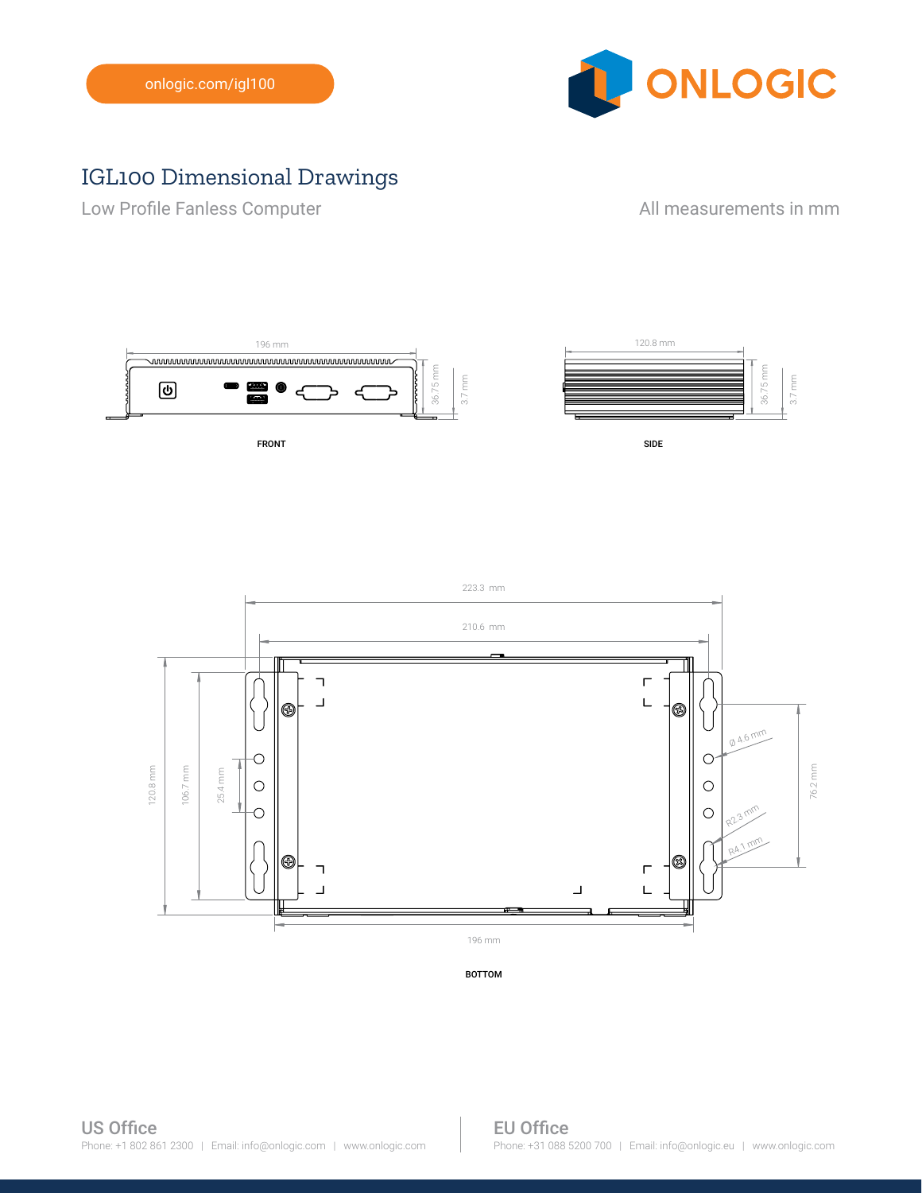onlogic.com/igl100

ONLOGIC

# IGL100 Dimensional Drawings

Low Profile Fanless Computer

All measurements in mm

196 mm

36.75 mm

3.7 mm

FRONT

120.8 mm

36.75 mm

3.7 mm

SIDE

223.3 mm

210.6 mm

120.8 mm

106.7 mm

25.4 mm

Ø 4.6 mm

R2.3 mm

R4.1 mm

76.2 mm

196 mm

BOTTOM

## US Office

Phone: +1 802 861 2300 | Email: info@onlogic.com | www.onlogic.com

## EU Office

Phone: +31 088 5200 700 | Email: info@onlogic.eu | www.onlogic.com